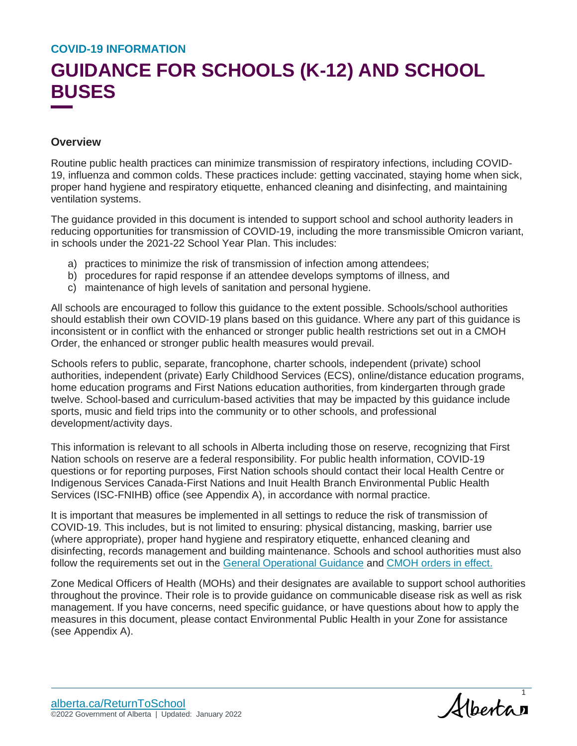COVID-19 INFORMATION

# GUIDANCE FOR SCHOOLS (K-12) AND SCHOOL BUSES

## Overview

Routine public health practices can minimize transmission of respiratory infections, including COVID-19, influenza and common colds. These practices include: getting vaccinated, staying home when sick, proper hand hygiene and respiratory etiquette, enhanced cleaning and disinfecting, and maintaining ventilation systems.

The guidance provided in this document is intended to support school and school authority leaders in reducing opportunities for transmission of COVID-19, including the more transmissible Omicron variant, in schools under the 2021-22 School Year Plan. This includes:

a) practices to minimize the risk of transmission of infection among attendees;
b) procedures for rapid response if an attendee develops symptoms of illness, and
c) maintenance of high levels of sanitation and personal hygiene.

All schools are encouraged to follow this guidance to the extent possible. Schools/school authorities should establish their own COVID-19 plans based on this guidance. Where any part of this guidance is inconsistent or in conflict with the enhanced or stronger public health restrictions set out in a CMOH Order, the enhanced or stronger public health measures would prevail.

Schools refers to public, separate, francophone, charter schools, independent (private) school authorities, independent (private) Early Childhood Services (ECS), online/distance education programs, home education programs and First Nations education authorities, from kindergarten through grade twelve. School-based and curriculum-based activities that may be impacted by this guidance include sports, music and field trips into the community or to other schools, and professional development/activity days.

This information is relevant to all schools in Alberta including those on reserve, recognizing that First Nation schools on reserve are a federal responsibility. For public health information, COVID-19 questions or for reporting purposes, First Nation schools should contact their local Health Centre or Indigenous Services Canada-First Nations and Inuit Health Branch Environmental Public Health Services (ISC-FNIHB) office (see Appendix A), in accordance with normal practice.

It is important that measures be implemented in all settings to reduce the risk of transmission of COVID-19. This includes, but is not limited to ensuring: physical distancing, masking, barrier use (where appropriate), proper hand hygiene and respiratory etiquette, enhanced cleaning and disinfecting, records management and building maintenance. Schools and school authorities must also follow the requirements set out in the General Operational Guidance and CMOH orders in effect.

Zone Medical Officers of Health (MOHs) and their designates are available to support school authorities throughout the province. Their role is to provide guidance on communicable disease risk as well as risk management. If you have concerns, need specific guidance, or have questions about how to apply the measures in this document, please contact Environmental Public Health in your Zone for assistance (see Appendix A).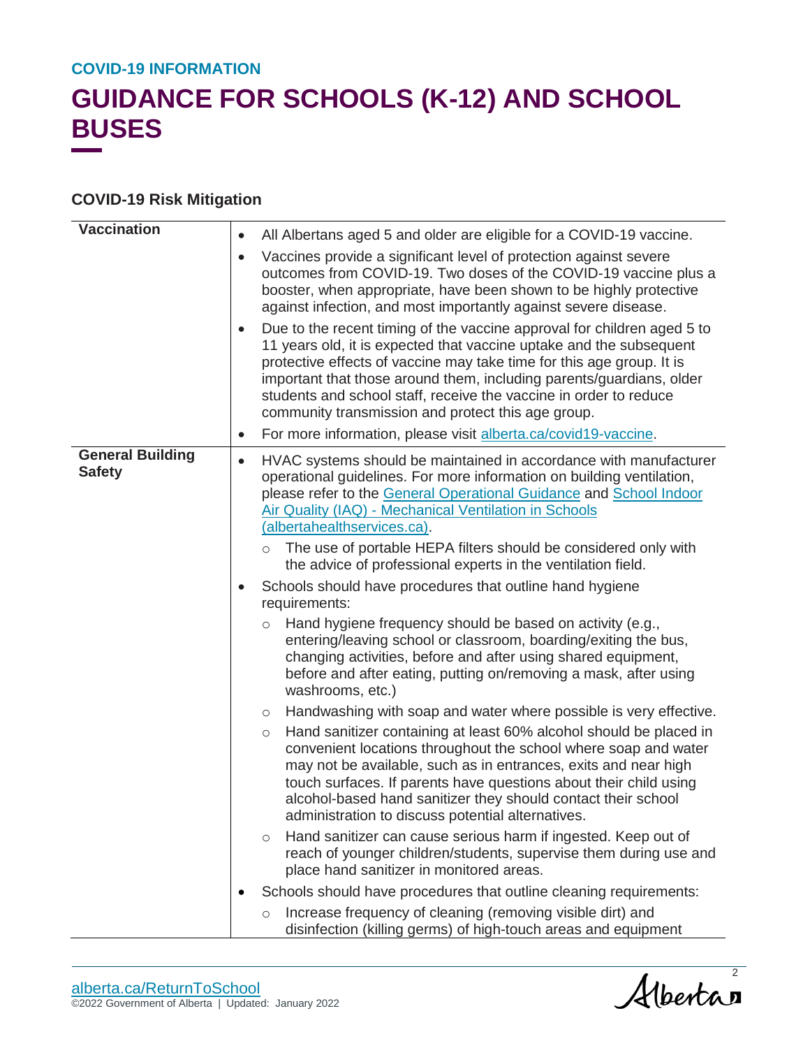COVID-19 INFORMATION

# GUIDANCE FOR SCHOOLS (K-12) AND SCHOOL BUSES

## COVID-19 Risk Mitigation

| | |
|---|---|
| **Vaccination** | • All Albertans aged 5 and older are eligible for a COVID-19 vaccine.<br>• Vaccines provide a significant level of protection against severe outcomes from COVID-19. Two doses of the COVID-19 vaccine plus a booster, when appropriate, have been shown to be highly protective against infection, and most importantly against severe disease.<br>• Due to the recent timing of the vaccine approval for children aged 5 to 11 years old, it is expected that vaccine uptake and the subsequent protective effects of vaccine may take time for this age group. It is important that those around them, including parents/guardians, older students and school staff, receive the vaccine in order to reduce community transmission and protect this age group.<br>• For more information, please visit alberta.ca/covid19-vaccine. |
| **General Building Safety** | • HVAC systems should be maintained in accordance with manufacturer operational guidelines. For more information on building ventilation, please refer to the General Operational Guidance and School Indoor Air Quality (IAQ) - Mechanical Ventilation in Schools (albertahealthservices.ca).<br>&nbsp;&nbsp;&nbsp;○ The use of portable HEPA filters should be considered only with the advice of professional experts in the ventilation field.<br>• Schools should have procedures that outline hand hygiene requirements:<br>&nbsp;&nbsp;&nbsp;○ Hand hygiene frequency should be based on activity (e.g., entering/leaving school or classroom, boarding/exiting the bus, changing activities, before and after using shared equipment, before and after eating, putting on/removing a mask, after using washrooms, etc.)<br>&nbsp;&nbsp;&nbsp;○ Handwashing with soap and water where possible is very effective.<br>&nbsp;&nbsp;&nbsp;○ Hand sanitizer containing at least 60% alcohol should be placed in convenient locations throughout the school where soap and water may not be available, such as in entrances, exits and near high touch surfaces. If parents have questions about their child using alcohol-based hand sanitizer they should contact their school administration to discuss potential alternatives.<br>&nbsp;&nbsp;&nbsp;○ Hand sanitizer can cause serious harm if ingested. Keep out of reach of younger children/students, supervise them during use and place hand sanitizer in monitored areas.<br>• Schools should have procedures that outline cleaning requirements:<br>&nbsp;&nbsp;&nbsp;○ Increase frequency of cleaning (removing visible dirt) and disinfection (killing germs) of high-touch areas and equipment |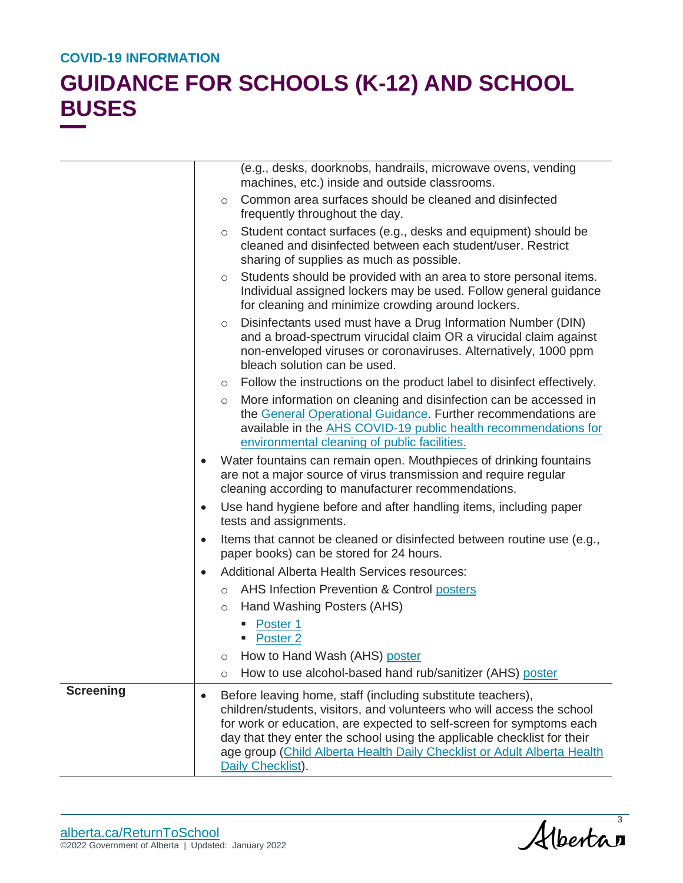| | |
|---|---|
| | (e.g., desks, doorknobs, handrails, microwave ovens, vending machines, etc.) inside and outside classrooms.<br>◦ Common area surfaces should be cleaned and disinfected frequently throughout the day.<br>◦ Student contact surfaces (e.g., desks and equipment) should be cleaned and disinfected between each student/user. Restrict sharing of supplies as much as possible.<br>◦ Students should be provided with an area to store personal items. Individual assigned lockers may be used. Follow general guidance for cleaning and minimize crowding around lockers.<br>◦ Disinfectants used must have a Drug Information Number (DIN) and a broad-spectrum virucidal claim OR a virucidal claim against non-enveloped viruses or coronaviruses. Alternatively, 1000 ppm bleach solution can be used.<br>◦ Follow the instructions on the product label to disinfect effectively.<br>◦ More information on cleaning and disinfection can be accessed in the General Operational Guidance. Further recommendations are available in the AHS COVID-19 public health recommendations for environmental cleaning of public facilities.<br>• Water fountains can remain open. Mouthpieces of drinking fountains are not a major source of virus transmission and require regular cleaning according to manufacturer recommendations.<br>• Use hand hygiene before and after handling items, including paper tests and assignments.<br>• Items that cannot be cleaned or disinfected between routine use (e.g., paper books) can be stored for 24 hours.<br>• Additional Alberta Health Services resources:<br>◦ AHS Infection Prevention & Control posters<br>◦ Hand Washing Posters (AHS)<br>▪ Poster 1<br>▪ Poster 2<br>◦ How to Hand Wash (AHS) poster<br>◦ How to use alcohol-based hand rub/sanitizer (AHS) poster |
| **Screening** | • Before leaving home, staff (including substitute teachers), children/students, visitors, and volunteers who will access the school for work or education, are expected to self-screen for symptoms each day that they enter the school using the applicable checklist for their age group (Child Alberta Health Daily Checklist or Adult Alberta Health Daily Checklist). |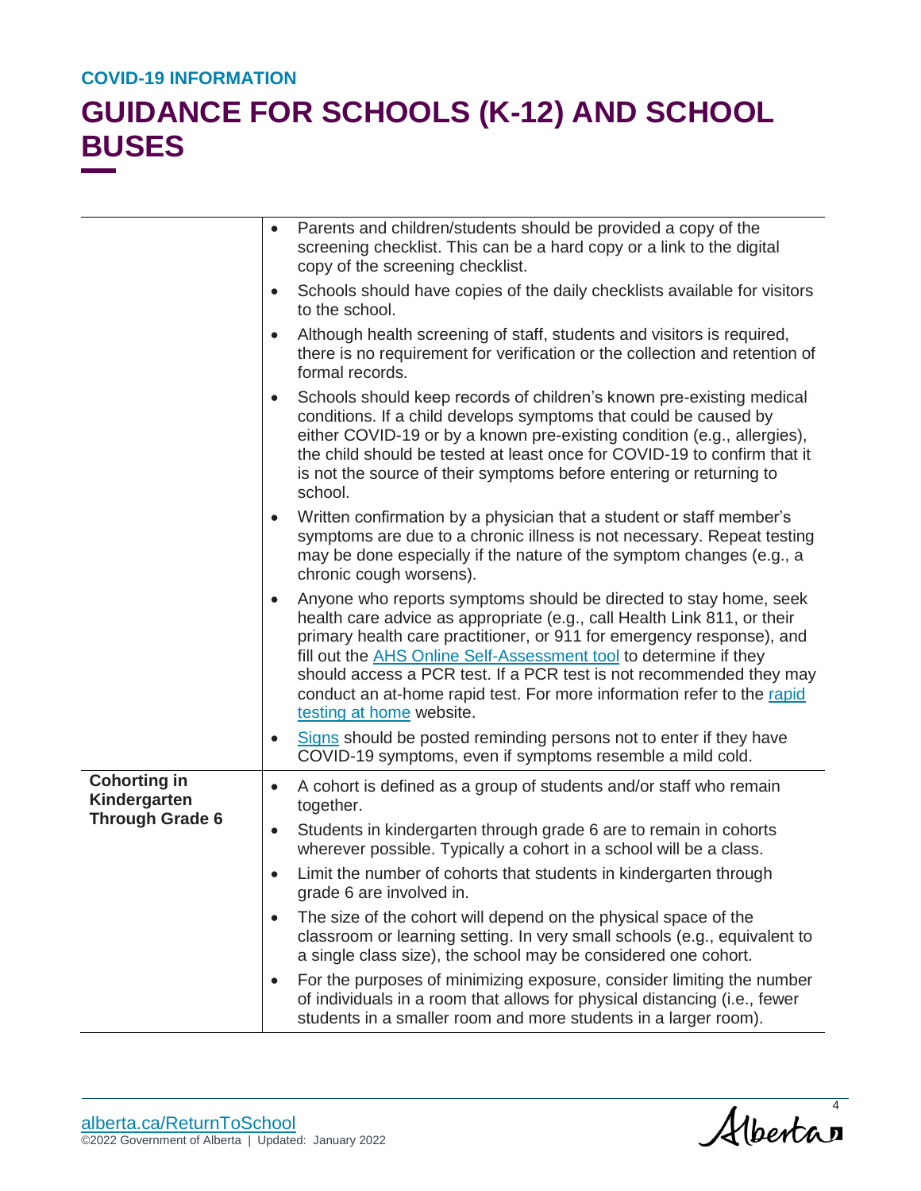| | |
|---|---|
| | • Parents and children/students should be provided a copy of the screening checklist. This can be a hard copy or a link to the digital copy of the screening checklist.<br>• Schools should have copies of the daily checklists available for visitors to the school.<br>• Although health screening of staff, students and visitors is required, there is no requirement for verification or the collection and retention of formal records.<br>• Schools should keep records of children's known pre-existing medical conditions. If a child develops symptoms that could be caused by either COVID-19 or by a known pre-existing condition (e.g., allergies), the child should be tested at least once for COVID-19 to confirm that it is not the source of their symptoms before entering or returning to school.<br>• Written confirmation by a physician that a student or staff member's symptoms are due to a chronic illness is not necessary. Repeat testing may be done especially if the nature of the symptom changes (e.g., a chronic cough worsens).<br>• Anyone who reports symptoms should be directed to stay home, seek health care advice as appropriate (e.g., call Health Link 811, or their primary health care practitioner, or 911 for emergency response), and fill out the AHS Online Self-Assessment tool to determine if they should access a PCR test. If a PCR test is not recommended they may conduct an at-home rapid test. For more information refer to the rapid testing at home website.<br>• Signs should be posted reminding persons not to enter if they have COVID-19 symptoms, even if symptoms resemble a mild cold. |
| **Cohorting in Kindergarten Through Grade 6** | • A cohort is defined as a group of students and/or staff who remain together.<br>• Students in kindergarten through grade 6 are to remain in cohorts wherever possible. Typically a cohort in a school will be a class.<br>• Limit the number of cohorts that students in kindergarten through grade 6 are involved in.<br>• The size of the cohort will depend on the physical space of the classroom or learning setting. In very small schools (e.g., equivalent to a single class size), the school may be considered one cohort.<br>• For the purposes of minimizing exposure, consider limiting the number of individuals in a room that allows for physical distancing (i.e., fewer students in a smaller room and more students in a larger room). |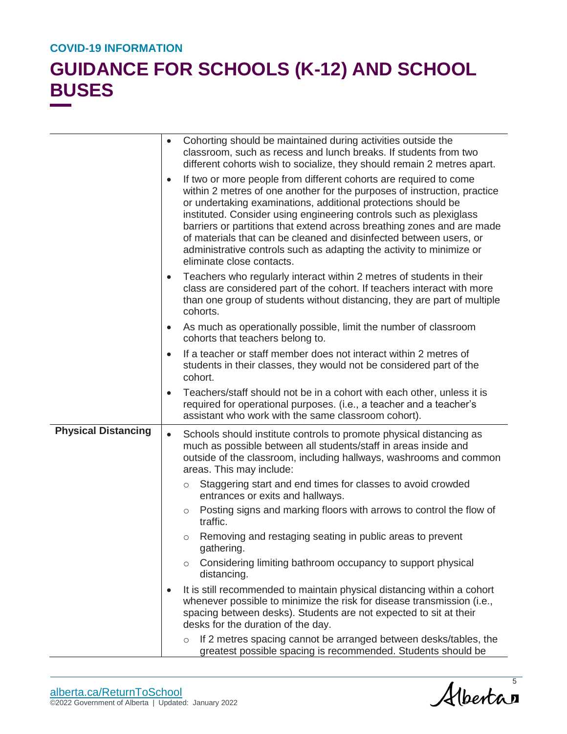| | |
|---|---|
| | • Cohorting should be maintained during activities outside the classroom, such as recess and lunch breaks. If students from two different cohorts wish to socialize, they should remain 2 metres apart.<br>• If two or more people from different cohorts are required to come within 2 metres of one another for the purposes of instruction, practice or undertaking examinations, additional protections should be instituted. Consider using engineering controls such as plexiglass barriers or partitions that extend across breathing zones and are made of materials that can be cleaned and disinfected between users, or administrative controls such as adapting the activity to minimize or eliminate close contacts.<br>• Teachers who regularly interact within 2 metres of students in their class are considered part of the cohort. If teachers interact with more than one group of students without distancing, they are part of multiple cohorts.<br>• As much as operationally possible, limit the number of classroom cohorts that teachers belong to.<br>• If a teacher or staff member does not interact within 2 metres of students in their classes, they would not be considered part of the cohort.<br>• Teachers/staff should not be in a cohort with each other, unless it is required for operational purposes. (i.e., a teacher and a teacher's assistant who work with the same classroom cohort). |
| **Physical Distancing** | • Schools should institute controls to promote physical distancing as much as possible between all students/staff in areas inside and outside of the classroom, including hallways, washrooms and common areas. This may include:<br>  ○ Staggering start and end times for classes to avoid crowded entrances or exits and hallways.<br>  ○ Posting signs and marking floors with arrows to control the flow of traffic.<br>  ○ Removing and restaging seating in public areas to prevent gathering.<br>  ○ Considering limiting bathroom occupancy to support physical distancing.<br>• It is still recommended to maintain physical distancing within a cohort whenever possible to minimize the risk for disease transmission (i.e., spacing between desks). Students are not expected to sit at their desks for the duration of the day.<br>  ○ If 2 metres spacing cannot be arranged between desks/tables, the greatest possible spacing is recommended. Students should be |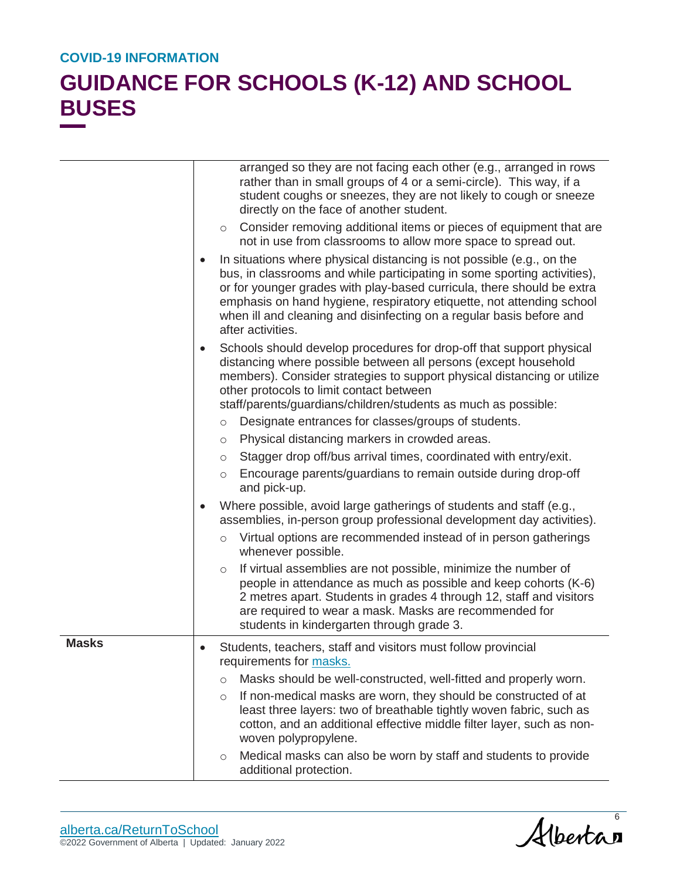| | |
|---|---|
| | arranged so they are not facing each other (e.g., arranged in rows rather than in small groups of 4 or a semi-circle). This way, if a student coughs or sneezes, they are not likely to cough or sneeze directly on the face of another student.<br>◦ Consider removing additional items or pieces of equipment that are not in use from classrooms to allow more space to spread out.<br>• In situations where physical distancing is not possible (e.g., on the bus, in classrooms and while participating in some sporting activities), or for younger grades with play-based curricula, there should be extra emphasis on hand hygiene, respiratory etiquette, not attending school when ill and cleaning and disinfecting on a regular basis before and after activities.<br>• Schools should develop procedures for drop-off that support physical distancing where possible between all persons (except household members). Consider strategies to support physical distancing or utilize other protocols to limit contact between staff/parents/guardians/children/students as much as possible:<br>◦ Designate entrances for classes/groups of students.<br>◦ Physical distancing markers in crowded areas.<br>◦ Stagger drop off/bus arrival times, coordinated with entry/exit.<br>◦ Encourage parents/guardians to remain outside during drop-off and pick-up.<br>• Where possible, avoid large gatherings of students and staff (e.g., assemblies, in-person group professional development day activities).<br>◦ Virtual options are recommended instead of in person gatherings whenever possible.<br>◦ If virtual assemblies are not possible, minimize the number of people in attendance as much as possible and keep cohorts (K-6) 2 metres apart. Students in grades 4 through 12, staff and visitors are required to wear a mask. Masks are recommended for students in kindergarten through grade 3. |
| **Masks** | • Students, teachers, staff and visitors must follow provincial requirements for masks.<br>◦ Masks should be well-constructed, well-fitted and properly worn.<br>◦ If non-medical masks are worn, they should be constructed of at least three layers: two of breathable tightly woven fabric, such as cotton, and an additional effective middle filter layer, such as non-woven polypropylene.<br>◦ Medical masks can also be worn by staff and students to provide additional protection. |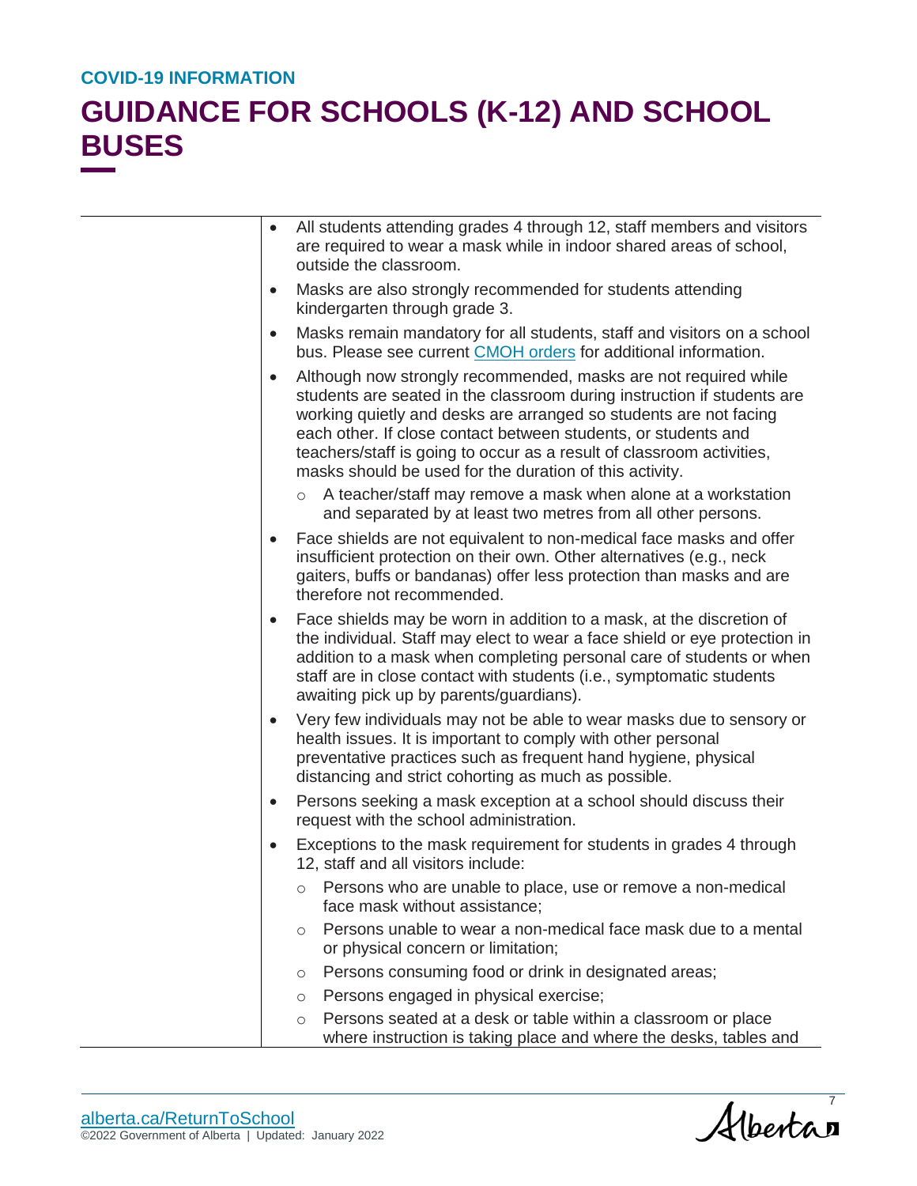- All students attending grades 4 through 12, staff members and visitors are required to wear a mask while in indoor shared areas of school, outside the classroom.
- Masks are also strongly recommended for students attending kindergarten through grade 3.
- Masks remain mandatory for all students, staff and visitors on a school bus. Please see current [CMOH orders](#) for additional information.
- Although now strongly recommended, masks are not required while students are seated in the classroom during instruction if students are working quietly and desks are arranged so students are not facing each other. If close contact between students, or students and teachers/staff is going to occur as a result of classroom activities, masks should be used for the duration of this activity.
  - A teacher/staff may remove a mask when alone at a workstation and separated by at least two metres from all other persons.
- Face shields are not equivalent to non-medical face masks and offer insufficient protection on their own. Other alternatives (e.g., neck gaiters, buffs or bandanas) offer less protection than masks and are therefore not recommended.
- Face shields may be worn in addition to a mask, at the discretion of the individual. Staff may elect to wear a face shield or eye protection in addition to a mask when completing personal care of students or when staff are in close contact with students (i.e., symptomatic students awaiting pick up by parents/guardians).
- Very few individuals may not be able to wear masks due to sensory or health issues. It is important to comply with other personal preventative practices such as frequent hand hygiene, physical distancing and strict cohorting as much as possible.
- Persons seeking a mask exception at a school should discuss their request with the school administration.
- Exceptions to the mask requirement for students in grades 4 through 12, staff and all visitors include:
  - Persons who are unable to place, use or remove a non-medical face mask without assistance;
  - Persons unable to wear a non-medical face mask due to a mental or physical concern or limitation;
  - Persons consuming food or drink in designated areas;
  - Persons engaged in physical exercise;
  - Persons seated at a desk or table within a classroom or place where instruction is taking place and where the desks, tables and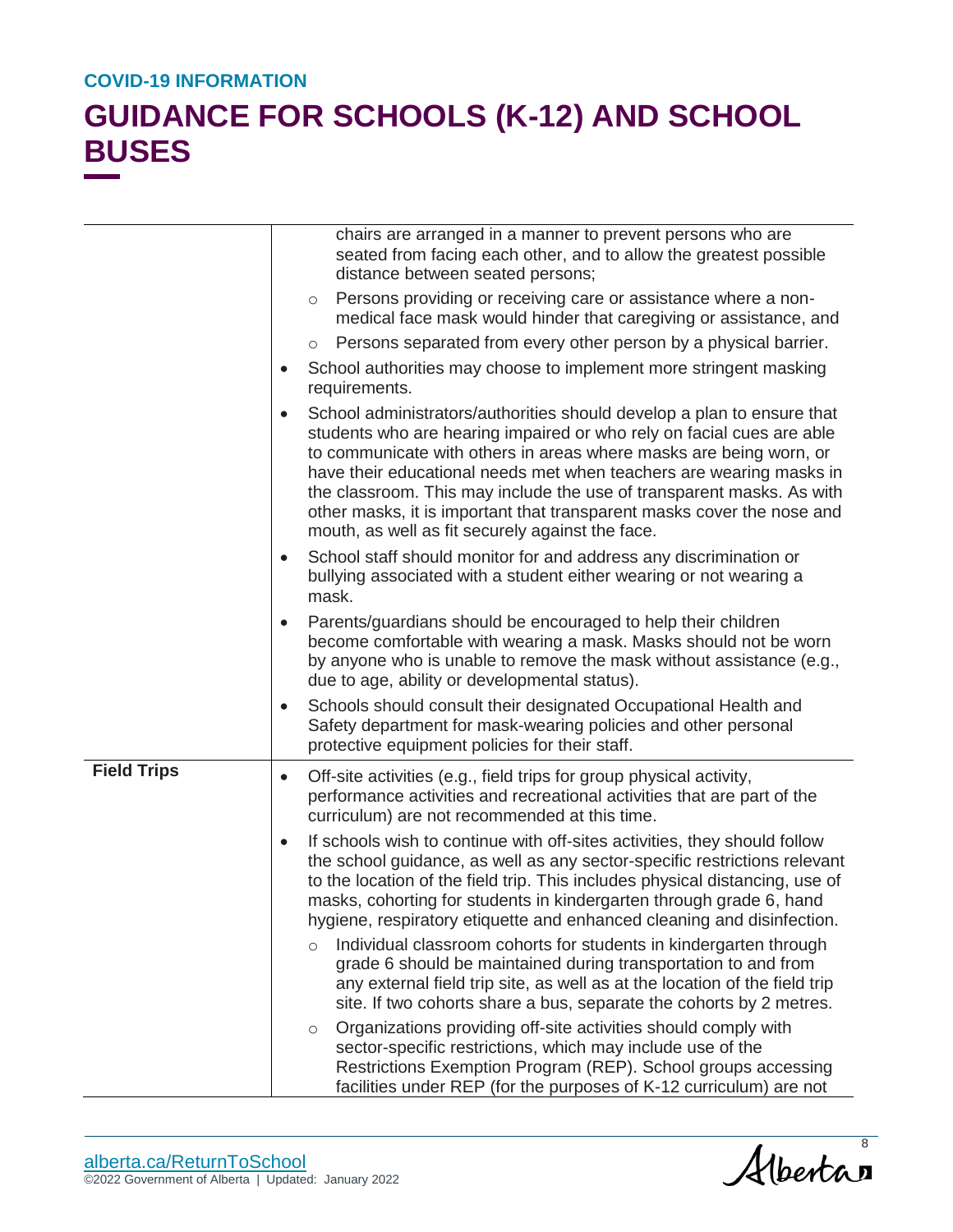|  |  |
|---|---|
|  | chairs are arranged in a manner to prevent persons who are seated from facing each other, and to allow the greatest possible distance between seated persons;<br>◦ Persons providing or receiving care or assistance where a non-medical face mask would hinder that caregiving or assistance, and<br>◦ Persons separated from every other person by a physical barrier.<br>• School authorities may choose to implement more stringent masking requirements.<br>• School administrators/authorities should develop a plan to ensure that students who are hearing impaired or who rely on facial cues are able to communicate with others in areas where masks are being worn, or have their educational needs met when teachers are wearing masks in the classroom. This may include the use of transparent masks. As with other masks, it is important that transparent masks cover the nose and mouth, as well as fit securely against the face.<br>• School staff should monitor for and address any discrimination or bullying associated with a student either wearing or not wearing a mask.<br>• Parents/guardians should be encouraged to help their children become comfortable with wearing a mask. Masks should not be worn by anyone who is unable to remove the mask without assistance (e.g., due to age, ability or developmental status).<br>• Schools should consult their designated Occupational Health and Safety department for mask-wearing policies and other personal protective equipment policies for their staff. |
| **Field Trips** | • Off-site activities (e.g., field trips for group physical activity, performance activities and recreational activities that are part of the curriculum) are not recommended at this time.<br>• If schools wish to continue with off-sites activities, they should follow the school guidance, as well as any sector-specific restrictions relevant to the location of the field trip. This includes physical distancing, use of masks, cohorting for students in kindergarten through grade 6, hand hygiene, respiratory etiquette and enhanced cleaning and disinfection.<br>◦ Individual classroom cohorts for students in kindergarten through grade 6 should be maintained during transportation to and from any external field trip site, as well as at the location of the field trip site. If two cohorts share a bus, separate the cohorts by 2 metres.<br>◦ Organizations providing off-site activities should comply with sector-specific restrictions, which may include use of the Restrictions Exemption Program (REP). School groups accessing facilities under REP (for the purposes of K-12 curriculum) are not |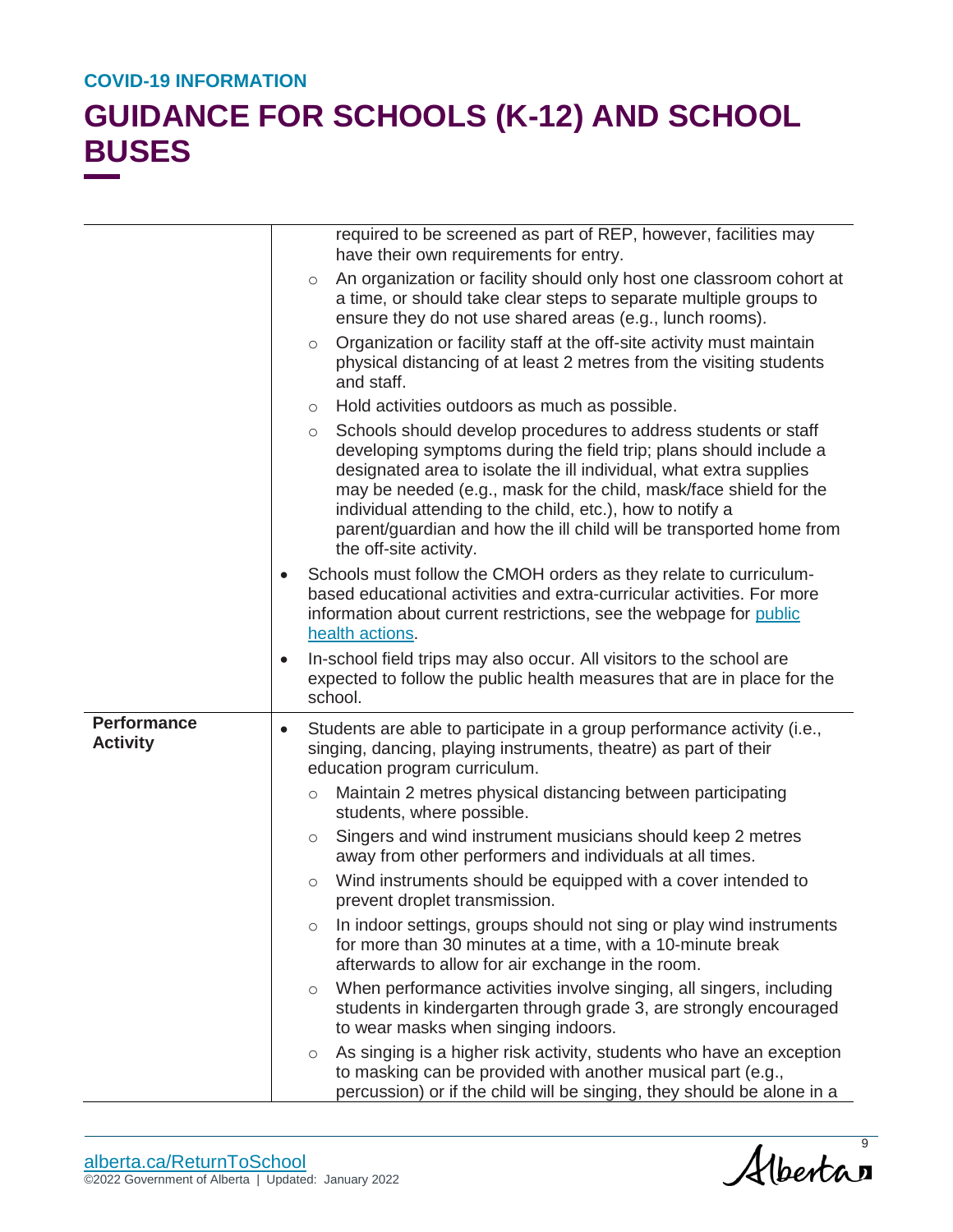| | |
|---|---|
| | required to be screened as part of REP, however, facilities may have their own requirements for entry.<br>◦ An organization or facility should only host one classroom cohort at a time, or should take clear steps to separate multiple groups to ensure they do not use shared areas (e.g., lunch rooms).<br>◦ Organization or facility staff at the off-site activity must maintain physical distancing of at least 2 metres from the visiting students and staff.<br>◦ Hold activities outdoors as much as possible.<br>◦ Schools should develop procedures to address students or staff developing symptoms during the field trip; plans should include a designated area to isolate the ill individual, what extra supplies may be needed (e.g., mask for the child, mask/face shield for the individual attending to the child, etc.), how to notify a parent/guardian and how the ill child will be transported home from the off-site activity.<br>• Schools must follow the CMOH orders as they relate to curriculum-based educational activities and extra-curricular activities. For more information about current restrictions, see the webpage for public health actions.<br>• In-school field trips may also occur. All visitors to the school are expected to follow the public health measures that are in place for the school. |
| **Performance Activity** | • Students are able to participate in a group performance activity (i.e., singing, dancing, playing instruments, theatre) as part of their education program curriculum.<br>◦ Maintain 2 metres physical distancing between participating students, where possible.<br>◦ Singers and wind instrument musicians should keep 2 metres away from other performers and individuals at all times.<br>◦ Wind instruments should be equipped with a cover intended to prevent droplet transmission.<br>◦ In indoor settings, groups should not sing or play wind instruments for more than 30 minutes at a time, with a 10-minute break afterwards to allow for air exchange in the room.<br>◦ When performance activities involve singing, all singers, including students in kindergarten through grade 3, are strongly encouraged to wear masks when singing indoors.<br>◦ As singing is a higher risk activity, students who have an exception to masking can be provided with another musical part (e.g., percussion) or if the child will be singing, they should be alone in a |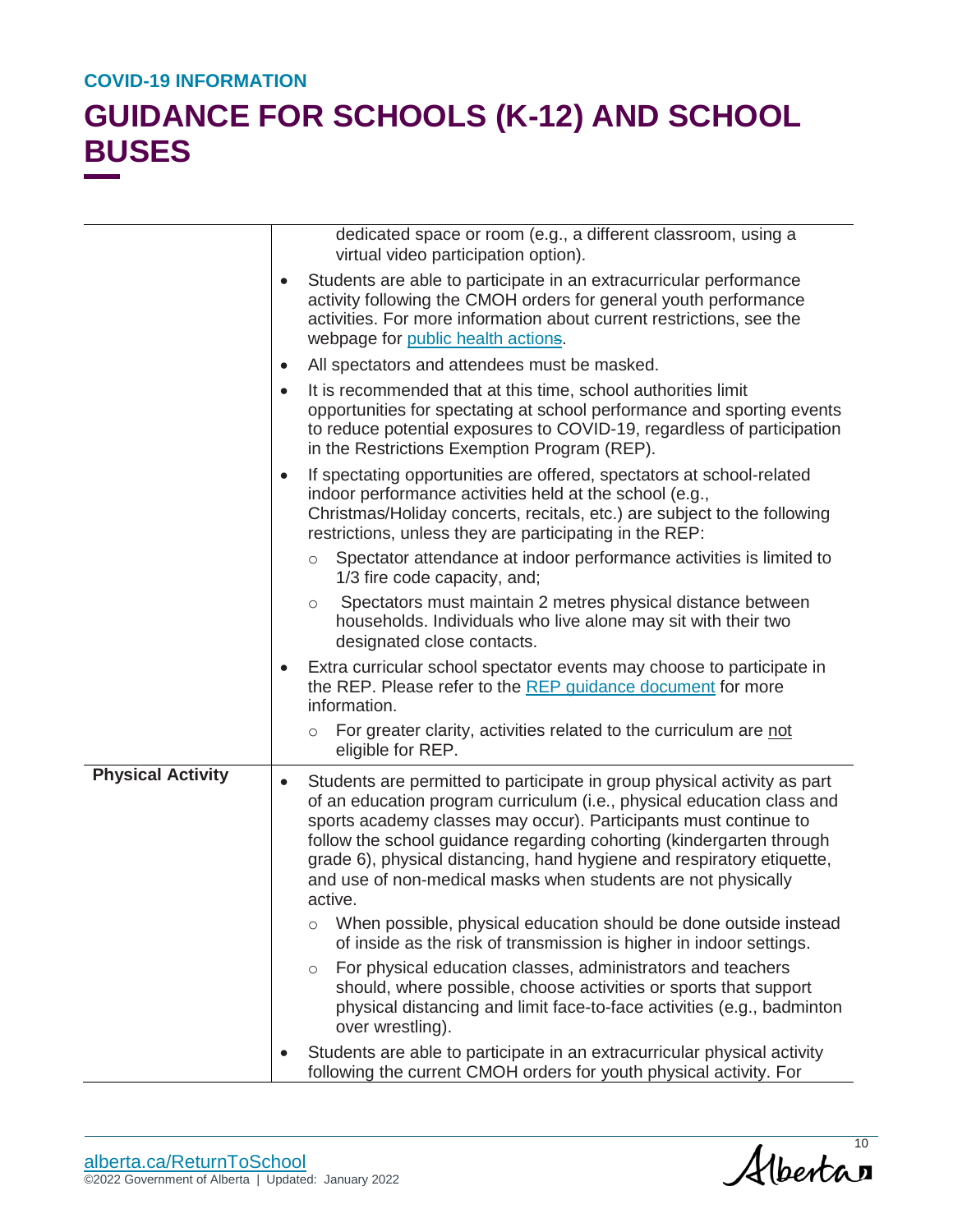| | |
|---|---|
| | dedicated space or room (e.g., a different classroom, using a virtual video participation option).<br>• Students are able to participate in an extracurricular performance activity following the CMOH orders for general youth performance activities. For more information about current restrictions, see the webpage for public health actions.<br>• All spectators and attendees must be masked.<br>• It is recommended that at this time, school authorities limit opportunities for spectating at school performance and sporting events to reduce potential exposures to COVID-19, regardless of participation in the Restrictions Exemption Program (REP).<br>• If spectating opportunities are offered, spectators at school-related indoor performance activities held at the school (e.g., Christmas/Holiday concerts, recitals, etc.) are subject to the following restrictions, unless they are participating in the REP:<br>  ○ Spectator attendance at indoor performance activities is limited to 1/3 fire code capacity, and;<br>  ○ Spectators must maintain 2 metres physical distance between households. Individuals who live alone may sit with their two designated close contacts.<br>• Extra curricular school spectator events may choose to participate in the REP. Please refer to the REP guidance document for more information.<br>  ○ For greater clarity, activities related to the curriculum are not eligible for REP. |
| **Physical Activity** | • Students are permitted to participate in group physical activity as part of an education program curriculum (i.e., physical education class and sports academy classes may occur). Participants must continue to follow the school guidance regarding cohorting (kindergarten through grade 6), physical distancing, hand hygiene and respiratory etiquette, and use of non-medical masks when students are not physically active.<br>  ○ When possible, physical education should be done outside instead of inside as the risk of transmission is higher in indoor settings.<br>  ○ For physical education classes, administrators and teachers should, where possible, choose activities or sports that support physical distancing and limit face-to-face activities (e.g., badminton over wrestling).<br>• Students are able to participate in an extracurricular physical activity following the current CMOH orders for youth physical activity. For |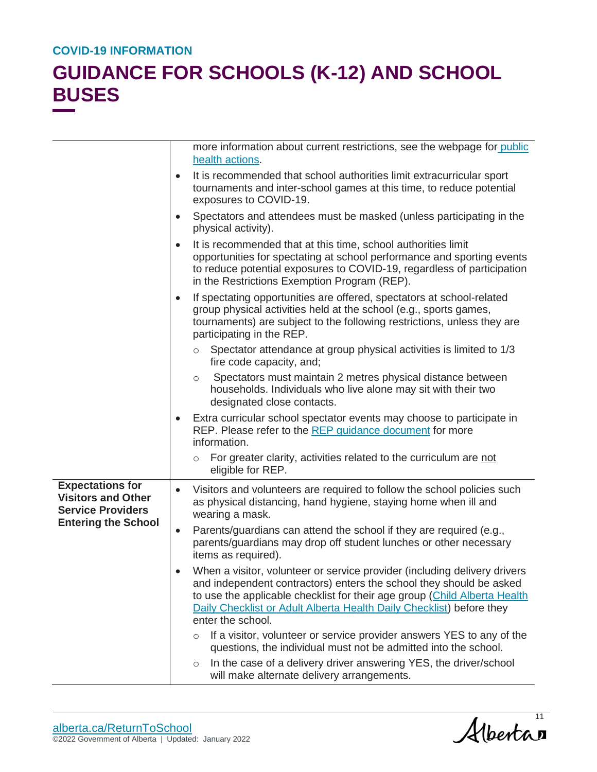| | |
|---|---|
| | more information about current restrictions, see the webpage for public health actions.<br>• It is recommended that school authorities limit extracurricular sport tournaments and inter-school games at this time, to reduce potential exposures to COVID-19.<br>• Spectators and attendees must be masked (unless participating in the physical activity).<br>• It is recommended that at this time, school authorities limit opportunities for spectating at school performance and sporting events to reduce potential exposures to COVID-19, regardless of participation in the Restrictions Exemption Program (REP).<br>• If spectating opportunities are offered, spectators at school-related group physical activities held at the school (e.g., sports games, tournaments) are subject to the following restrictions, unless they are participating in the REP.<br>  ○ Spectator attendance at group physical activities is limited to 1/3 fire code capacity, and;<br>  ○ Spectators must maintain 2 metres physical distance between households. Individuals who live alone may sit with their two designated close contacts.<br>• Extra curricular school spectator events may choose to participate in REP. Please refer to the REP guidance document for more information.<br>  ○ For greater clarity, activities related to the curriculum are not eligible for REP. |
| **Expectations for Visitors and Other Service Providers Entering the School** | • Visitors and volunteers are required to follow the school policies such as physical distancing, hand hygiene, staying home when ill and wearing a mask.<br>• Parents/guardians can attend the school if they are required (e.g., parents/guardians may drop off student lunches or other necessary items as required).<br>• When a visitor, volunteer or service provider (including delivery drivers and independent contractors) enters the school they should be asked to use the applicable checklist for their age group (Child Alberta Health Daily Checklist or Adult Alberta Health Daily Checklist) before they enter the school.<br>  ○ If a visitor, volunteer or service provider answers YES to any of the questions, the individual must not be admitted into the school.<br>  ○ In the case of a delivery driver answering YES, the driver/school will make alternate delivery arrangements. |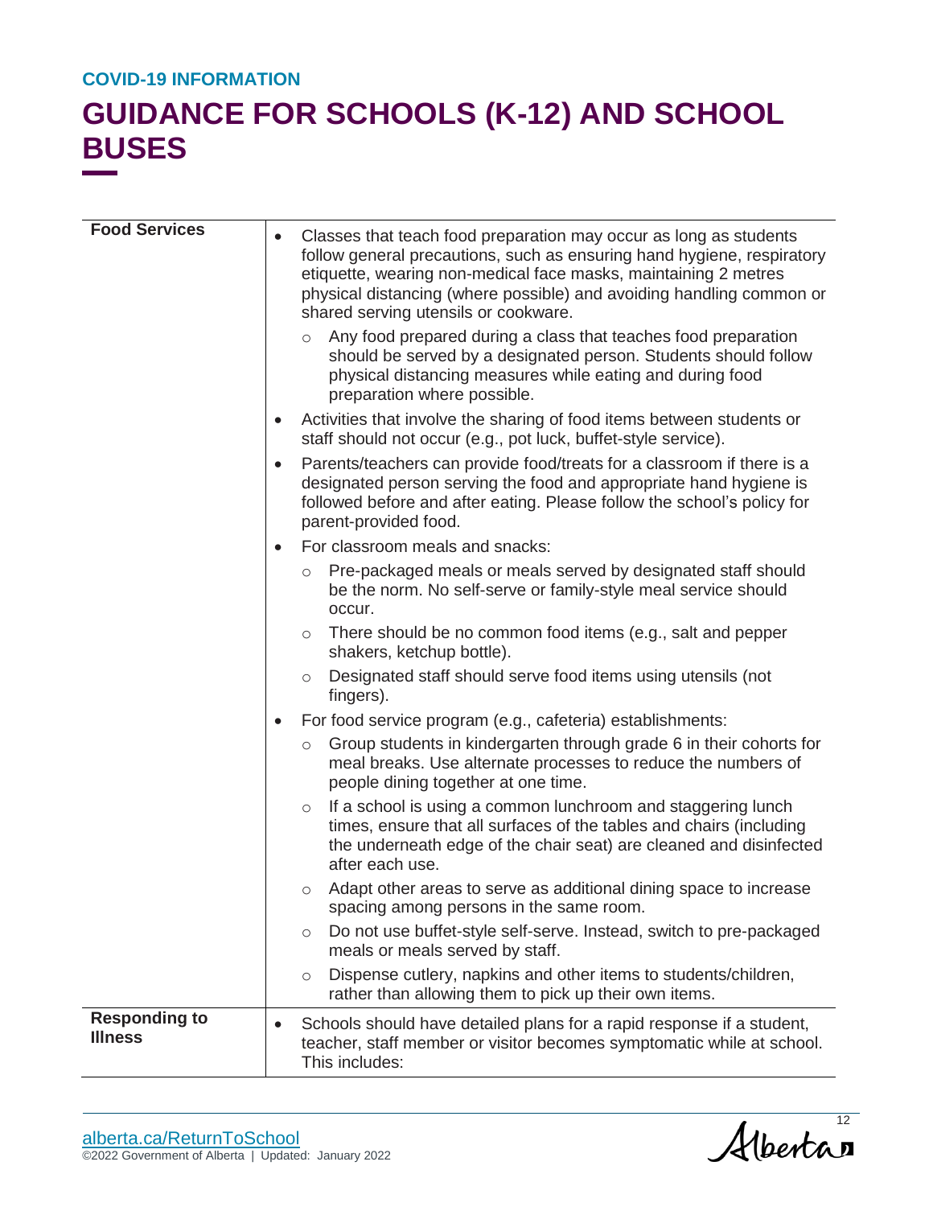| Food Services | Responding to Illness |
|---|---|
| **Food Services** | • Classes that teach food preparation may occur as long as students follow general precautions, such as ensuring hand hygiene, respiratory etiquette, wearing non-medical face masks, maintaining 2 metres physical distancing (where possible) and avoiding handling common or shared serving utensils or cookware.<br>  ○ Any food prepared during a class that teaches food preparation should be served by a designated person. Students should follow physical distancing measures while eating and during food preparation where possible.<br>• Activities that involve the sharing of food items between students or staff should not occur (e.g., pot luck, buffet-style service).<br>• Parents/teachers can provide food/treats for a classroom if there is a designated person serving the food and appropriate hand hygiene is followed before and after eating. Please follow the school's policy for parent-provided food.<br>• For classroom meals and snacks:<br>  ○ Pre-packaged meals or meals served by designated staff should be the norm. No self-serve or family-style meal service should occur.<br>  ○ There should be no common food items (e.g., salt and pepper shakers, ketchup bottle).<br>  ○ Designated staff should serve food items using utensils (not fingers).<br>• For food service program (e.g., cafeteria) establishments:<br>  ○ Group students in kindergarten through grade 6 in their cohorts for meal breaks. Use alternate processes to reduce the numbers of people dining together at one time.<br>  ○ If a school is using a common lunchroom and staggering lunch times, ensure that all surfaces of the tables and chairs (including the underneath edge of the chair seat) are cleaned and disinfected after each use.<br>  ○ Adapt other areas to serve as additional dining space to increase spacing among persons in the same room.<br>  ○ Do not use buffet-style self-serve. Instead, switch to pre-packaged meals or meals served by staff.<br>  ○ Dispense cutlery, napkins and other items to students/children, rather than allowing them to pick up their own items. |
| **Responding to Illness** | • Schools should have detailed plans for a rapid response if a student, teacher, staff member or visitor becomes symptomatic while at school. This includes: |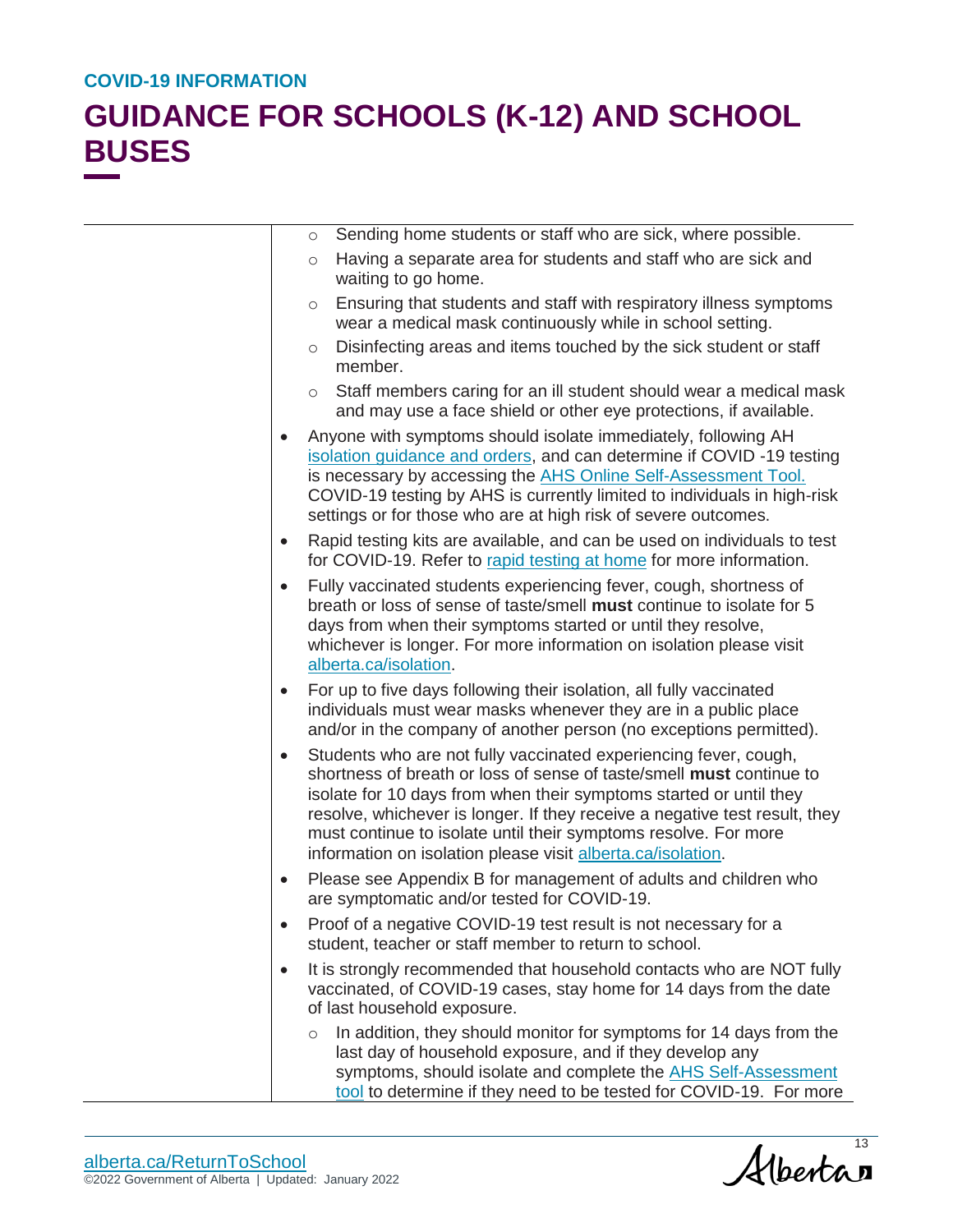- Sending home students or staff who are sick, where possible.
  - Having a separate area for students and staff who are sick and waiting to go home.
  - Ensuring that students and staff with respiratory illness symptoms wear a medical mask continuously while in school setting.
  - Disinfecting areas and items touched by the sick student or staff member.
  - Staff members caring for an ill student should wear a medical mask and may use a face shield or other eye protections, if available.

- Anyone with symptoms should isolate immediately, following AH isolation guidance and orders, and can determine if COVID -19 testing is necessary by accessing the AHS Online Self-Assessment Tool. COVID-19 testing by AHS is currently limited to individuals in high-risk settings or for those who are at high risk of severe outcomes.
- Rapid testing kits are available, and can be used on individuals to test for COVID-19. Refer to rapid testing at home for more information.
- Fully vaccinated students experiencing fever, cough, shortness of breath or loss of sense of taste/smell **must** continue to isolate for 5 days from when their symptoms started or until they resolve, whichever is longer. For more information on isolation please visit alberta.ca/isolation.
- For up to five days following their isolation, all fully vaccinated individuals must wear masks whenever they are in a public place and/or in the company of another person (no exceptions permitted).
- Students who are not fully vaccinated experiencing fever, cough, shortness of breath or loss of sense of taste/smell **must** continue to isolate for 10 days from when their symptoms started or until they resolve, whichever is longer. If they receive a negative test result, they must continue to isolate until their symptoms resolve. For more information on isolation please visit alberta.ca/isolation.
- Please see Appendix B for management of adults and children who are symptomatic and/or tested for COVID-19.
- Proof of a negative COVID-19 test result is not necessary for a student, teacher or staff member to return to school.
- It is strongly recommended that household contacts who are NOT fully vaccinated, of COVID-19 cases, stay home for 14 days from the date of last household exposure.
  - In addition, they should monitor for symptoms for 14 days from the last day of household exposure, and if they develop any symptoms, should isolate and complete the AHS Self-Assessment tool to determine if they need to be tested for COVID-19. For more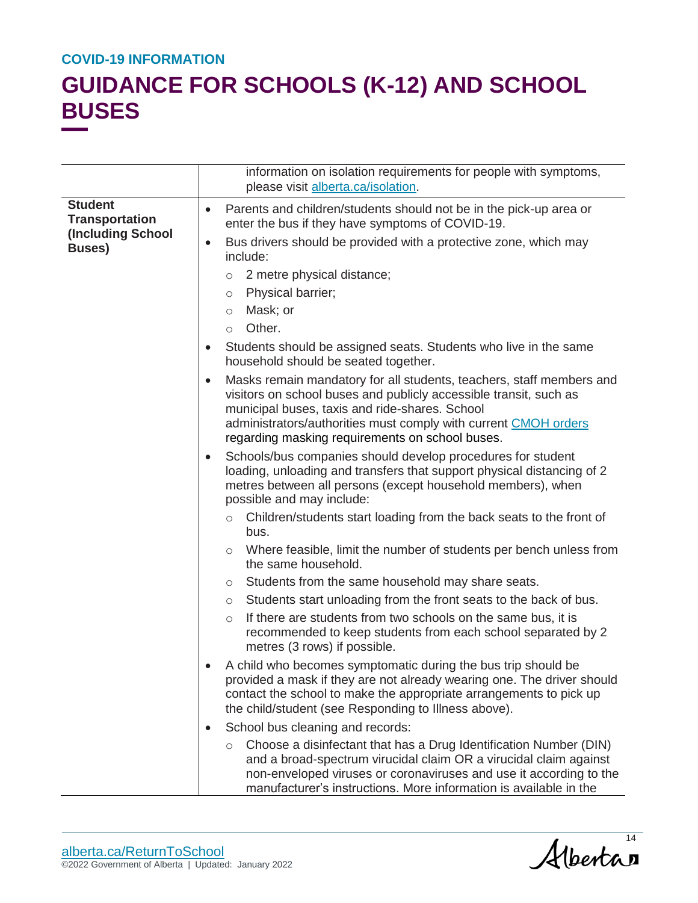| | |
|---|---|
| | information on isolation requirements for people with symptoms, please visit [alberta.ca/isolation](alberta.ca/isolation). |
| **Student Transportation (Including School Buses)** | • Parents and children/students should not be in the pick-up area or enter the bus if they have symptoms of COVID-19.<br>• Bus drivers should be provided with a protective zone, which may include:<br>  ○ 2 metre physical distance;<br>  ○ Physical barrier;<br>  ○ Mask; or<br>  ○ Other.<br>• Students should be assigned seats. Students who live in the same household should be seated together.<br>• Masks remain mandatory for all students, teachers, staff members and visitors on school buses and publicly accessible transit, such as municipal buses, taxis and ride-shares. School administrators/authorities must comply with current CMOH orders regarding masking requirements on school buses.<br>• Schools/bus companies should develop procedures for student loading, unloading and transfers that support physical distancing of 2 metres between all persons (except household members), when possible and may include:<br>  ○ Children/students start loading from the back seats to the front of bus.<br>  ○ Where feasible, limit the number of students per bench unless from the same household.<br>  ○ Students from the same household may share seats.<br>  ○ Students start unloading from the front seats to the back of bus.<br>  ○ If there are students from two schools on the same bus, it is recommended to keep students from each school separated by 2 metres (3 rows) if possible.<br>• A child who becomes symptomatic during the bus trip should be provided a mask if they are not already wearing one. The driver should contact the school to make the appropriate arrangements to pick up the child/student (see Responding to Illness above).<br>• School bus cleaning and records:<br>  ○ Choose a disinfectant that has a Drug Identification Number (DIN) and a broad-spectrum virucidal claim OR a virucidal claim against non-enveloped viruses or coronaviruses and use it according to the manufacturer's instructions. More information is available in the |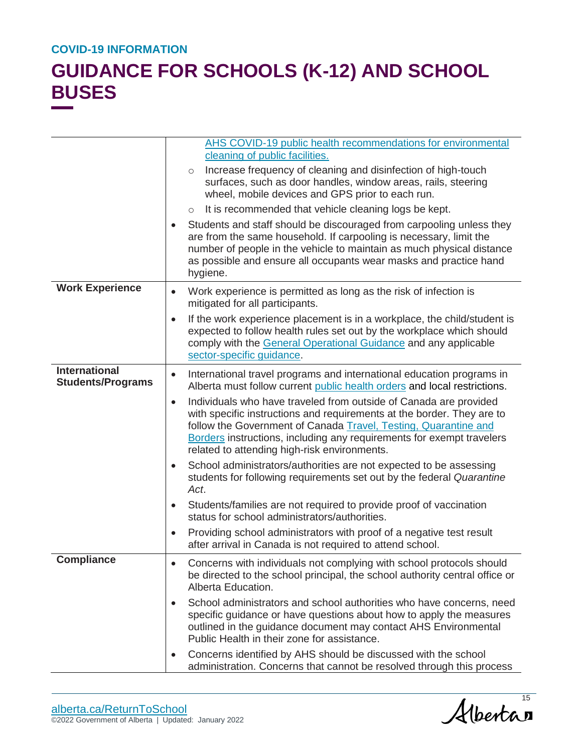| | |
|---|---|
| | [AHS COVID-19 public health recommendations for environmental cleaning of public facilities.](#)<br>◦ Increase frequency of cleaning and disinfection of high-touch surfaces, such as door handles, window areas, rails, steering wheel, mobile devices and GPS prior to each run.<br>◦ It is recommended that vehicle cleaning logs be kept.<br>• Students and staff should be discouraged from carpooling unless they are from the same household. If carpooling is necessary, limit the number of people in the vehicle to maintain as much physical distance as possible and ensure all occupants wear masks and practice hand hygiene. |
| **Work Experience** | • Work experience is permitted as long as the risk of infection is mitigated for all participants.<br>• If the work experience placement is in a workplace, the child/student is expected to follow health rules set out by the workplace which should comply with the General Operational Guidance and any applicable sector-specific guidance. |
| **International Students/Programs** | • International travel programs and international education programs in Alberta must follow current public health orders and local restrictions.<br>• Individuals who have traveled from outside of Canada are provided with specific instructions and requirements at the border. They are to follow the Government of Canada Travel, Testing, Quarantine and Borders instructions, including any requirements for exempt travelers related to attending high-risk environments.<br>• School administrators/authorities are not expected to be assessing students for following requirements set out by the federal *Quarantine Act*.<br>• Students/families are not required to provide proof of vaccination status for school administrators/authorities.<br>• Providing school administrators with proof of a negative test result after arrival in Canada is not required to attend school. |
| **Compliance** | • Concerns with individuals not complying with school protocols should be directed to the school principal, the school authority central office or Alberta Education.<br>• School administrators and school authorities who have concerns, need specific guidance or have questions about how to apply the measures outlined in the guidance document may contact AHS Environmental Public Health in their zone for assistance.<br>• Concerns identified by AHS should be discussed with the school administration. Concerns that cannot be resolved through this process |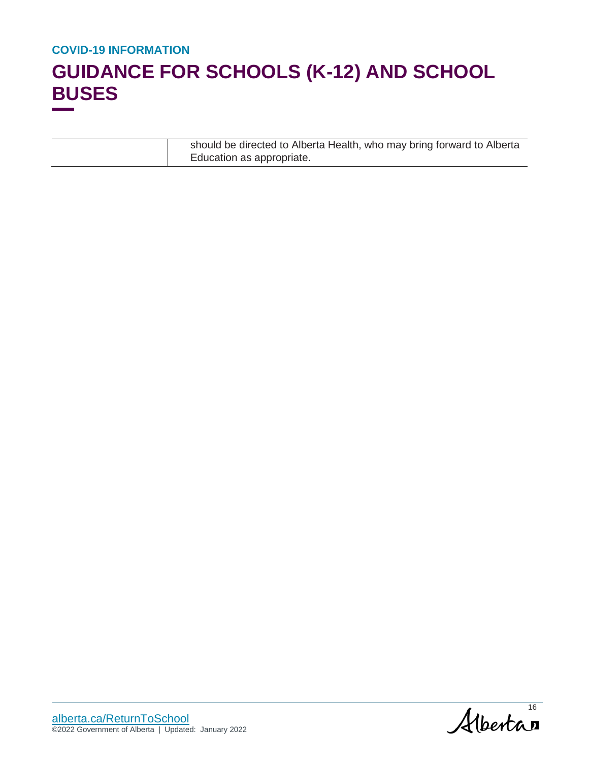|  | should be directed to Alberta Health, who may bring forward to Alberta Education as appropriate. |
|---|---|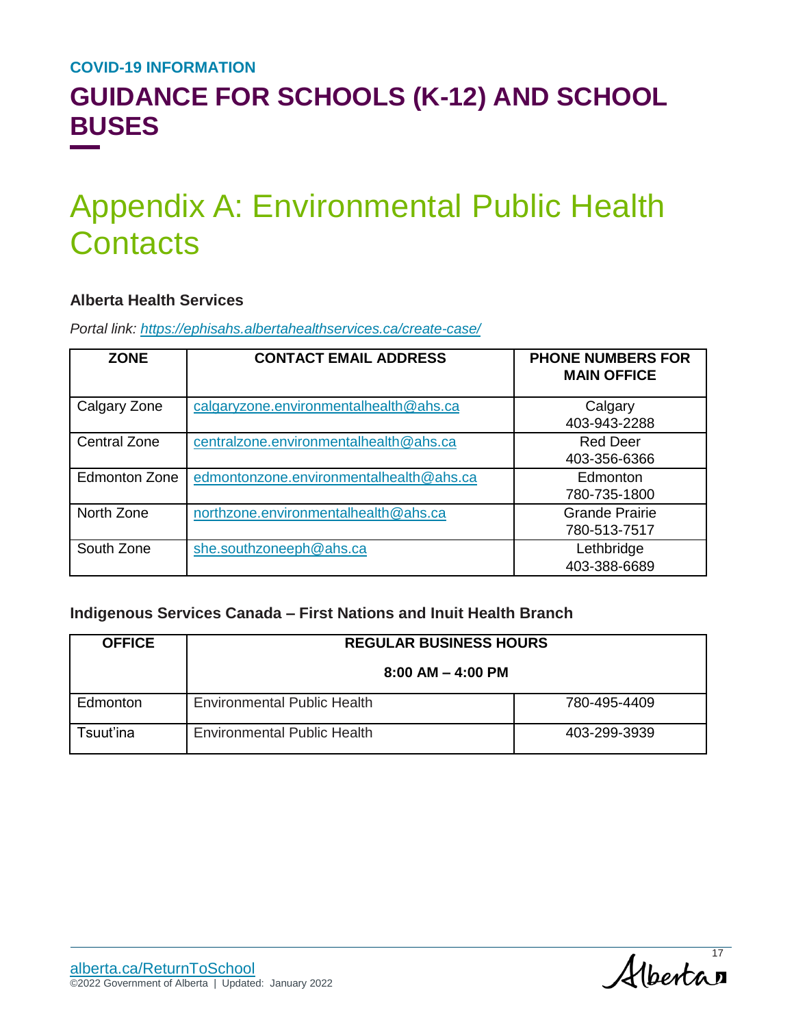# Appendix A: Environmental Public Health Contacts

### Alberta Health Services

*Portal link: https://ephisahs.albertahealthservices.ca/create-case/*

| ZONE | CONTACT EMAIL ADDRESS | PHONE NUMBERS FOR MAIN OFFICE |
|---|---|---|
| Calgary Zone | calgaryzone.environmentalhealth@ahs.ca | Calgary 403-943-2288 |
| Central Zone | centralzone.environmentalhealth@ahs.ca | Red Deer 403-356-6366 |
| Edmonton Zone | edmontonzone.environmentalhealth@ahs.ca | Edmonton 780-735-1800 |
| North Zone | northzone.environmentalhealth@ahs.ca | Grande Prairie 780-513-7517 |
| South Zone | she.southzoneeph@ahs.ca | Lethbridge 403-388-6689 |

### Indigenous Services Canada – First Nations and Inuit Health Branch

| OFFICE | REGULAR BUSINESS HOURS 8:00 AM – 4:00 PM | |
|---|---|---|
| Edmonton | Environmental Public Health | 780-495-4409 |
| Tsuut'ina | Environmental Public Health | 403-299-3939 |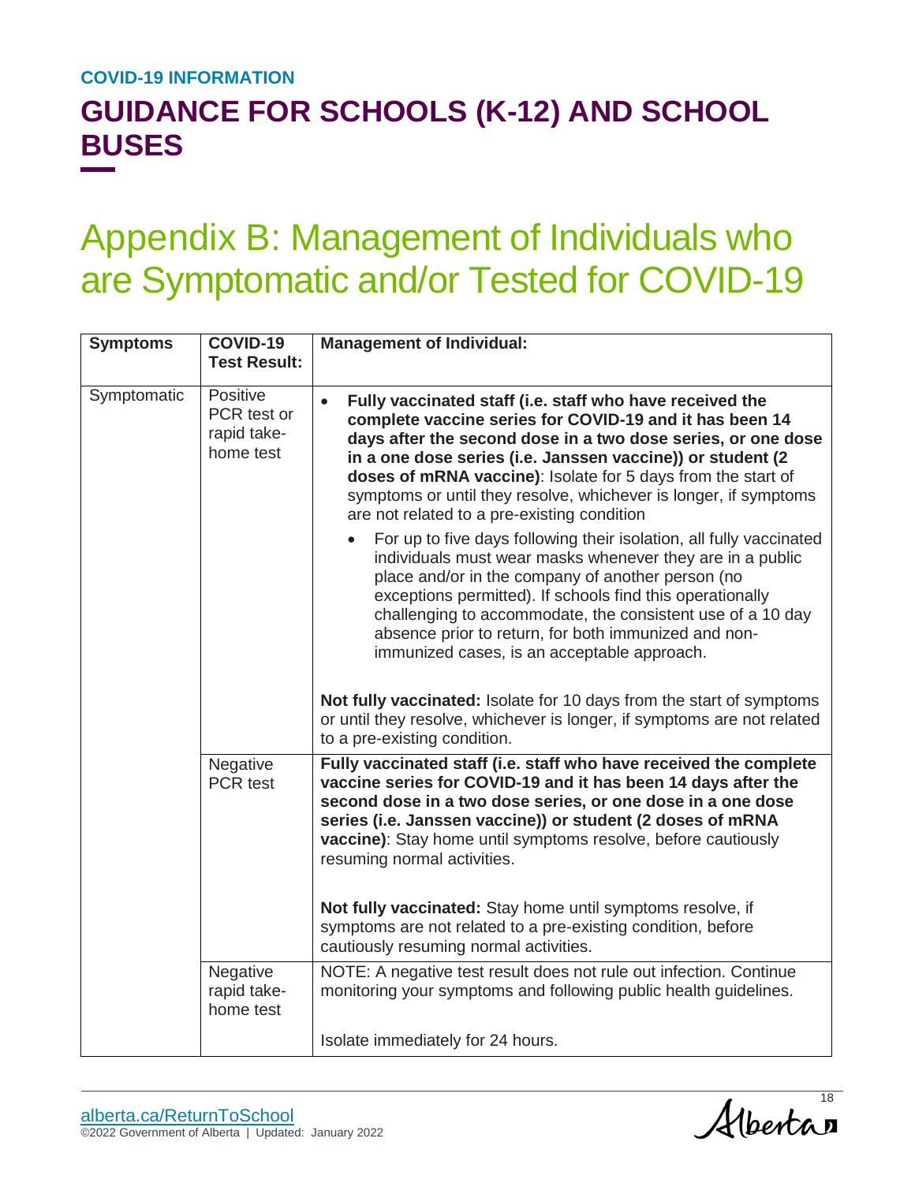# Appendix B: Management of Individuals who are Symptomatic and/or Tested for COVID-19

| Symptoms | COVID-19 Test Result: | Management of Individual: |
|---|---|---|
| Symptomatic | Positive PCR test or rapid take-home test | • **Fully vaccinated staff (i.e. staff who have received the complete vaccine series for COVID-19 and it has been 14 days after the second dose in a two dose series, or one dose in a one dose series (i.e. Janssen vaccine)) or student (2 doses of mRNA vaccine)**: Isolate for 5 days from the start of symptoms or until they resolve, whichever is longer, if symptoms are not related to a pre-existing condition<br>  ◦ For up to five days following their isolation, all fully vaccinated individuals must wear masks whenever they are in a public place and/or in the company of another person (no exceptions permitted). If schools find this operationally challenging to accommodate, the consistent use of a 10 day absence prior to return, for both immunized and non-immunized cases, is an acceptable approach.<br><br>**Not fully vaccinated:** Isolate for 10 days from the start of symptoms or until they resolve, whichever is longer, if symptoms are not related to a pre-existing condition. |
| | Negative PCR test | **Fully vaccinated staff (i.e. staff who have received the complete vaccine series for COVID-19 and it has been 14 days after the second dose in a two dose series, or one dose in a one dose series (i.e. Janssen vaccine)) or student (2 doses of mRNA vaccine)**: Stay home until symptoms resolve, before cautiously resuming normal activities.<br><br>**Not fully vaccinated:** Stay home until symptoms resolve, if symptoms are not related to a pre-existing condition, before cautiously resuming normal activities. |
| | Negative rapid take-home test | NOTE: A negative test result does not rule out infection. Continue monitoring your symptoms and following public health guidelines.<br><br>Isolate immediately for 24 hours. |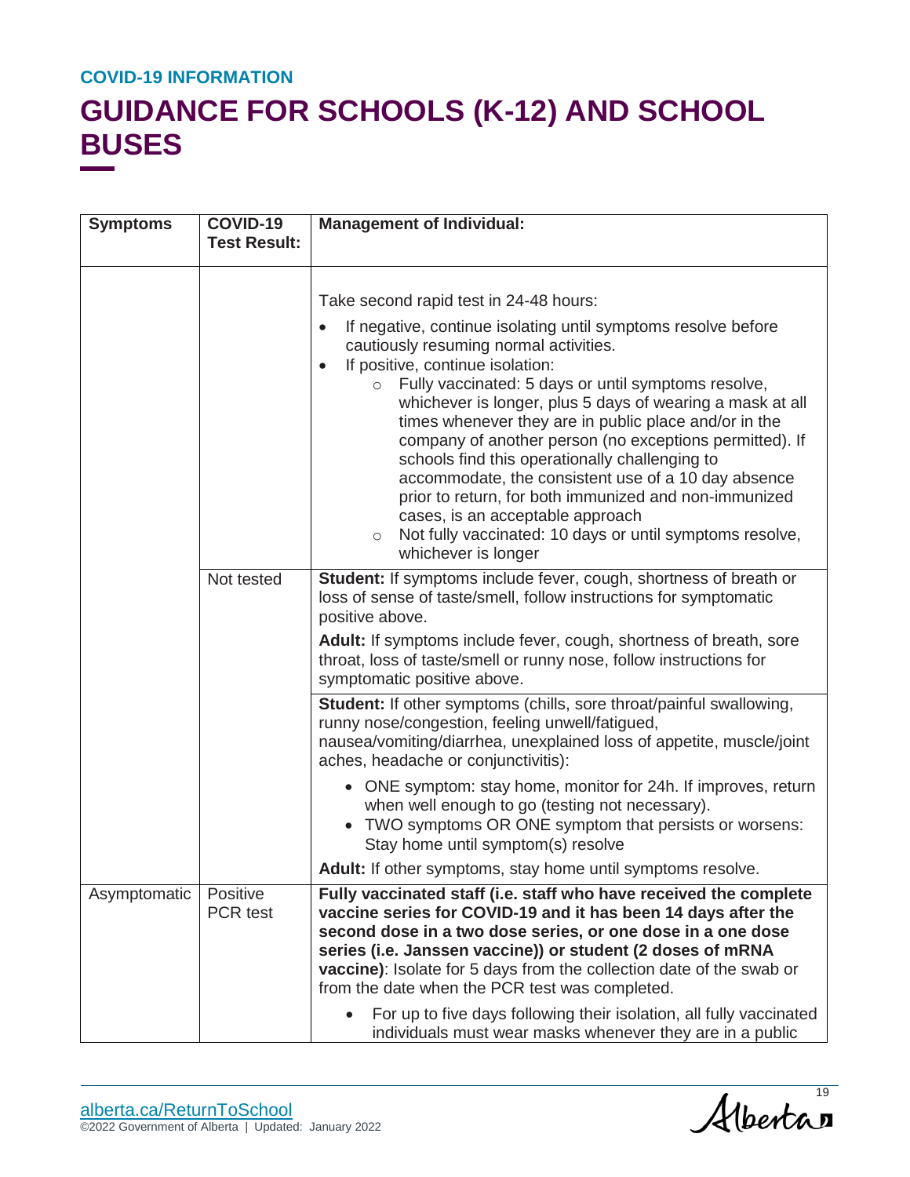COVID-19 INFORMATION

# GUIDANCE FOR SCHOOLS (K-12) AND SCHOOL BUSES

| Symptoms | COVID-19 Test Result: | Management of Individual: |
|---|---|---|
| | | Take second rapid test in 24-48 hours:<br>• If negative, continue isolating until symptoms resolve before cautiously resuming normal activities.<br>• If positive, continue isolation:<br>  ○ Fully vaccinated: 5 days or until symptoms resolve, whichever is longer, plus 5 days of wearing a mask at all times whenever they are in public place and/or in the company of another person (no exceptions permitted). If schools find this operationally challenging to accommodate, the consistent use of a 10 day absence prior to return, for both immunized and non-immunized cases, is an acceptable approach<br>  ○ Not fully vaccinated: 10 days or until symptoms resolve, whichever is longer |
| | Not tested | **Student:** If symptoms include fever, cough, shortness of breath or loss of sense of taste/smell, follow instructions for symptomatic positive above.<br>**Adult:** If symptoms include fever, cough, shortness of breath, sore throat, loss of taste/smell or runny nose, follow instructions for symptomatic positive above. |
| | | **Student:** If other symptoms (chills, sore throat/painful swallowing, runny nose/congestion, feeling unwell/fatigued, nausea/vomiting/diarrhea, unexplained loss of appetite, muscle/joint aches, headache or conjunctivitis):<br>• ONE symptom: stay home, monitor for 24h. If improves, return when well enough to go (testing not necessary).<br>• TWO symptoms OR ONE symptom that persists or worsens: Stay home until symptom(s) resolve<br>**Adult:** If other symptoms, stay home until symptoms resolve. |
| Asymptomatic | Positive PCR test | **Fully vaccinated staff (i.e. staff who have received the complete vaccine series for COVID-19 and it has been 14 days after the second dose in a two dose series, or one dose in a one dose series (i.e. Janssen vaccine)) or student (2 doses of mRNA vaccine)**: Isolate for 5 days from the collection date of the swab or from the date when the PCR test was completed.<br>• For up to five days following their isolation, all fully vaccinated individuals must wear masks whenever they are in a public |

alberta.ca/ReturnToSchool
©2022 Government of Alberta | Updated: January 2022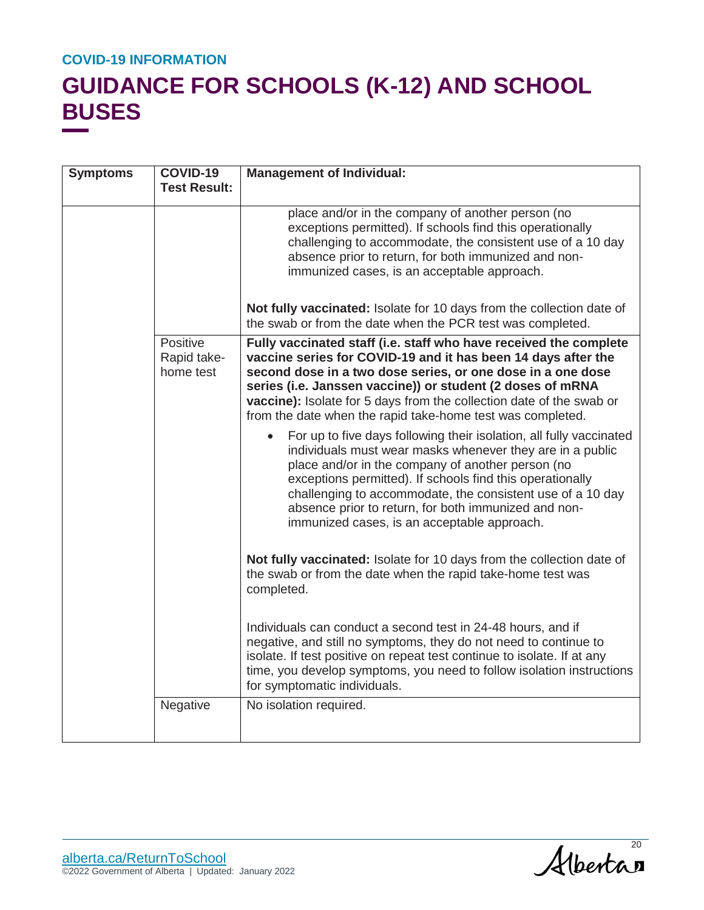COVID-19 INFORMATION

# GUIDANCE FOR SCHOOLS (K-12) AND SCHOOL BUSES

| Symptoms | COVID-19 Test Result: | Management of Individual: |
|---|---|---|
| | | place and/or in the company of another person (no exceptions permitted). If schools find this operationally challenging to accommodate, the consistent use of a 10 day absence prior to return, for both immunized and non-immunized cases, is an acceptable approach.<br><br>**Not fully vaccinated:** Isolate for 10 days from the collection date of the swab or from the date when the PCR test was completed. |
| | Positive Rapid take-home test | **Fully vaccinated staff (i.e. staff who have received the complete vaccine series for COVID-19 and it has been 14 days after the second dose in a two dose series, or one dose in a one dose series (i.e. Janssen vaccine)) or student (2 doses of mRNA vaccine):** Isolate for 5 days from the collection date of the swab or from the date when the rapid take-home test was completed.<br><br>• For up to five days following their isolation, all fully vaccinated individuals must wear masks whenever they are in a public place and/or in the company of another person (no exceptions permitted). If schools find this operationally challenging to accommodate, the consistent use of a 10 day absence prior to return, for both immunized and non-immunized cases, is an acceptable approach.<br><br>**Not fully vaccinated:** Isolate for 10 days from the collection date of the swab or from the date when the rapid take-home test was completed.<br><br>Individuals can conduct a second test in 24-48 hours, and if negative, and still no symptoms, they do not need to continue to isolate. If test positive on repeat test continue to isolate. If at any time, you develop symptoms, you need to follow isolation instructions for symptomatic individuals. |
| | Negative | No isolation required. |

alberta.ca/ReturnToSchool
©2022 Government of Alberta | Updated: January 2022